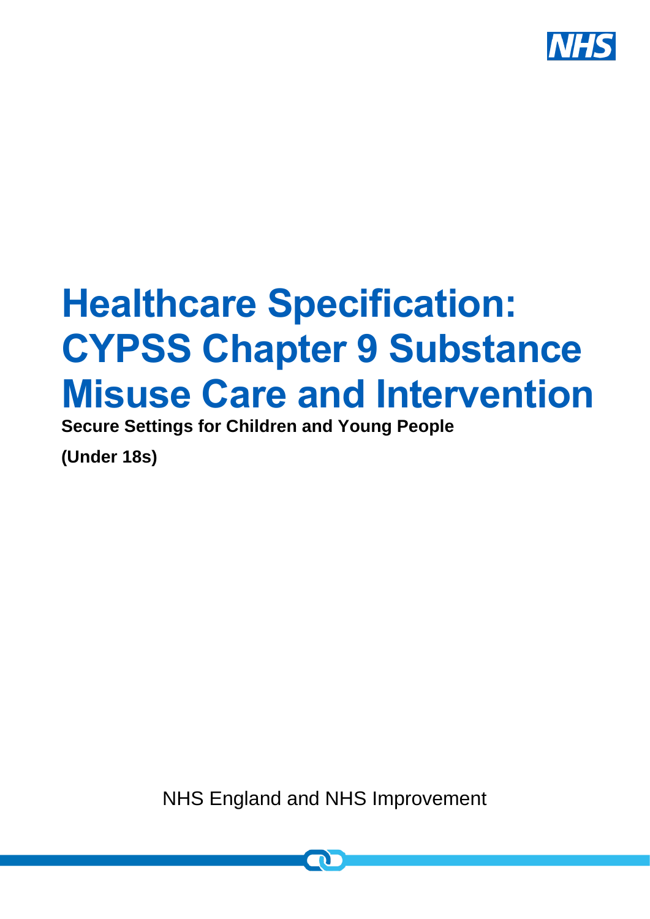# Healthcare Specification: CYPSS Chapter 9 Substance Misuse Care and Intervention

**Secure Settings for Children and Young People**

**(Under 18s)**

NHS England and NHS Improvement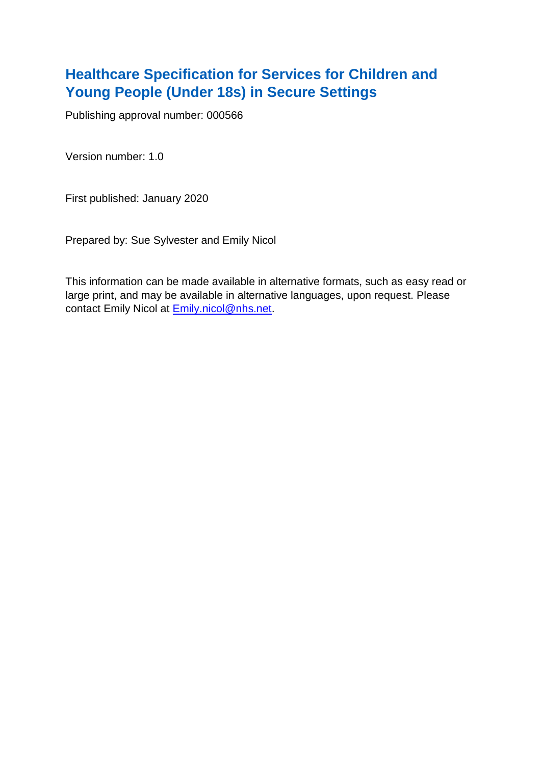# Healthcare Specification for Services for Children and Young People (Under 18s) in Secure Settings

Publishing approval number: 000566

Version number: 1.0

First published: January 2020

Prepared by: Sue Sylvester and Emily Nicol

This information can be made available in alternative formats, such as easy read or large print, and may be available in alternative languages, upon request. Please contact Emily Nicol at Emily.nicol@nhs.net.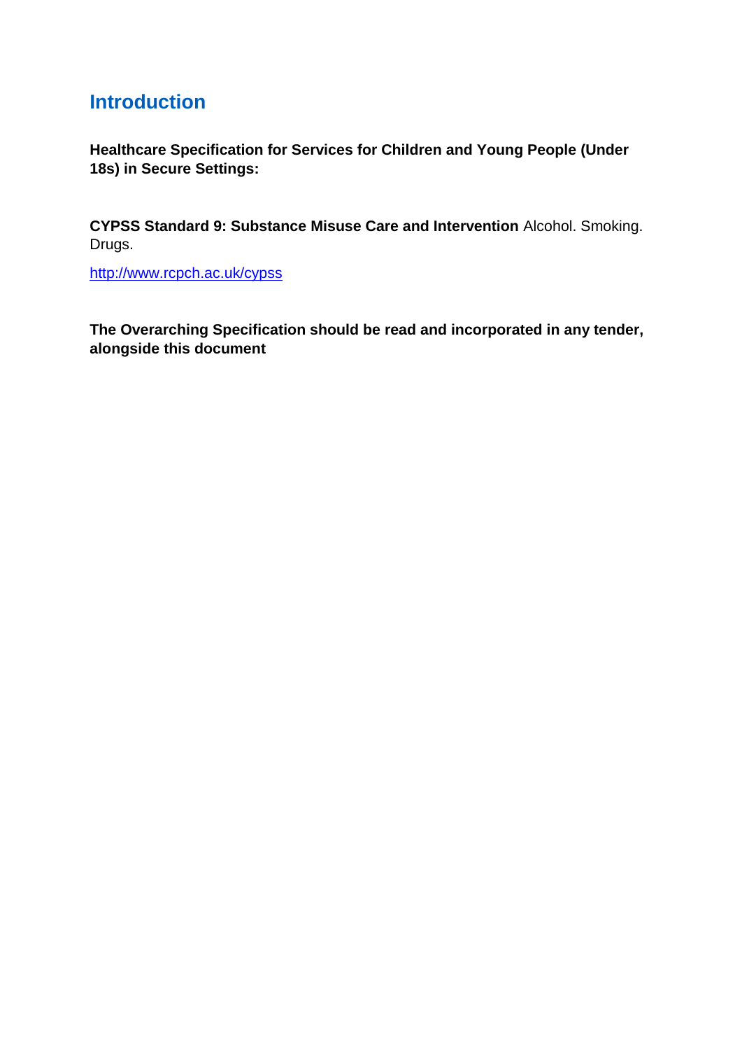# Introduction

**Healthcare Specification for Services for Children and Young People (Under 18s) in Secure Settings:**

**CYPSS Standard 9: Substance Misuse Care and Intervention** Alcohol. Smoking. Drugs.

http://www.rcpch.ac.uk/cypss

**The Overarching Specification should be read and incorporated in any tender, alongside this document**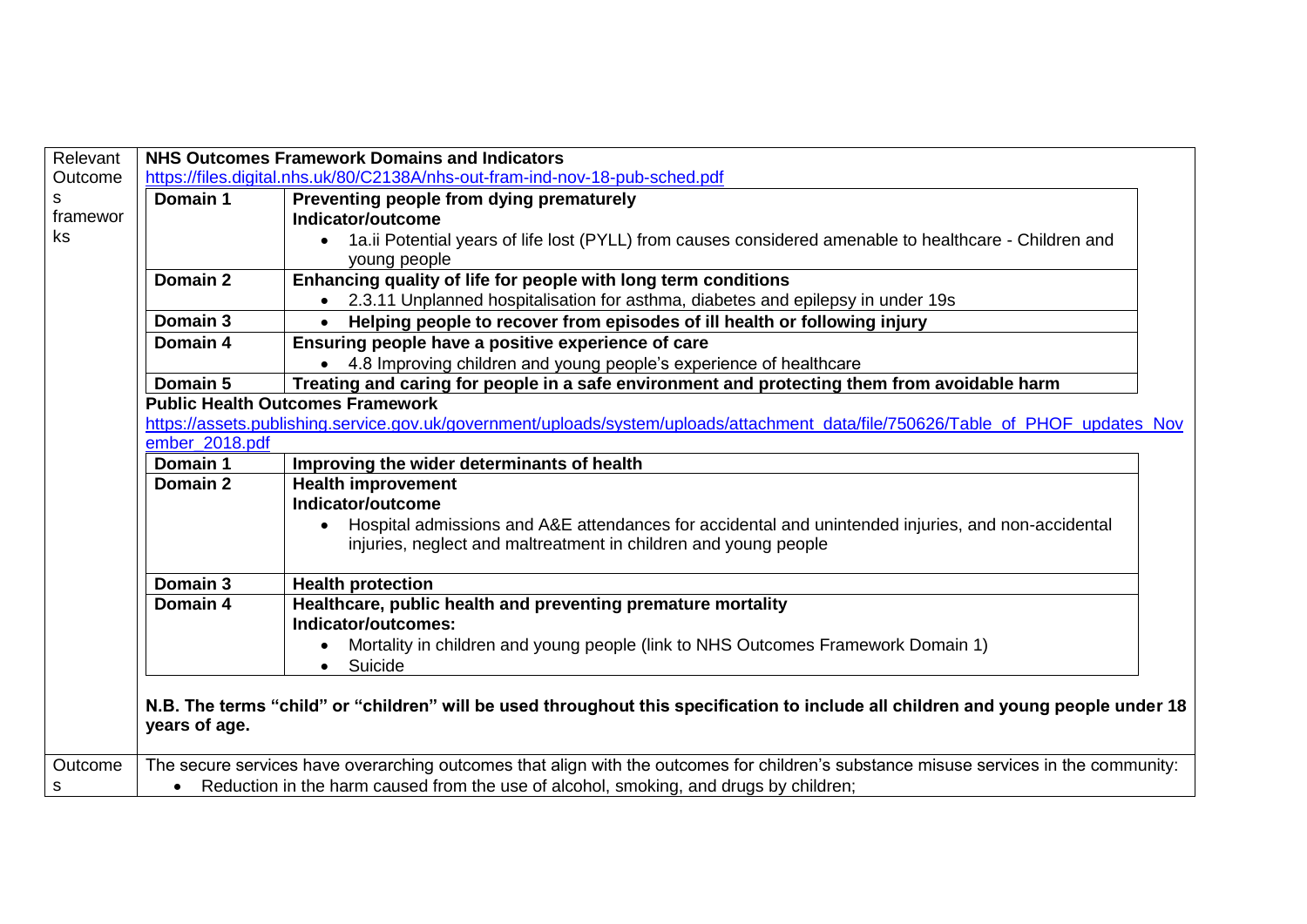| Relevant Outcomes frameworks | **NHS Outcomes Framework Domains and Indicators** https://files.digital.nhs.uk/80/C2138A/nhs-out-fram-ind-nov-18-pub-sched.pdf |
|---|---|

| | |
|---|---|
| **Domain 1** | **Preventing people from dying prematurely**<br>**Indicator/outcome**<br>• 1a.ii Potential years of life lost (PYLL) from causes considered amenable to healthcare - Children and young people |
| **Domain 2** | **Enhancing quality of life for people with long term conditions**<br>• 2.3.11 Unplanned hospitalisation for asthma, diabetes and epilepsy in under 19s |
| **Domain 3** | • **Helping people to recover from episodes of ill health or following injury** |
| **Domain 4** | **Ensuring people have a positive experience of care**<br>• 4.8 Improving children and young people's experience of healthcare |
| **Domain 5** | **Treating and caring for people in a safe environment and protecting them from avoidable harm** |

**Public Health Outcomes Framework**

https://assets.publishing.service.gov.uk/government/uploads/system/uploads/attachment_data/file/750626/Table_of_PHOF_updates_November_2018.pdf

| | |
|---|---|
| **Domain 1** | **Improving the wider determinants of health** |
| **Domain 2** | **Health improvement**<br>**Indicator/outcome**<br>• Hospital admissions and A&E attendances for accidental and unintended injuries, and non-accidental injuries, neglect and maltreatment in children and young people |
| **Domain 3** | **Health protection** |
| **Domain 4** | **Healthcare, public health and preventing premature mortality**<br>**Indicator/outcomes:**<br>• Mortality in children and young people (link to NHS Outcomes Framework Domain 1)<br>• Suicide |

**N.B. The terms "child" or "children" will be used throughout this specification to include all children and young people under 18 years of age.**

| Outcomes | The secure services have overarching outcomes that align with the outcomes for children's substance misuse services in the community:<br>• Reduction in the harm caused from the use of alcohol, smoking, and drugs by children; |
|---|---|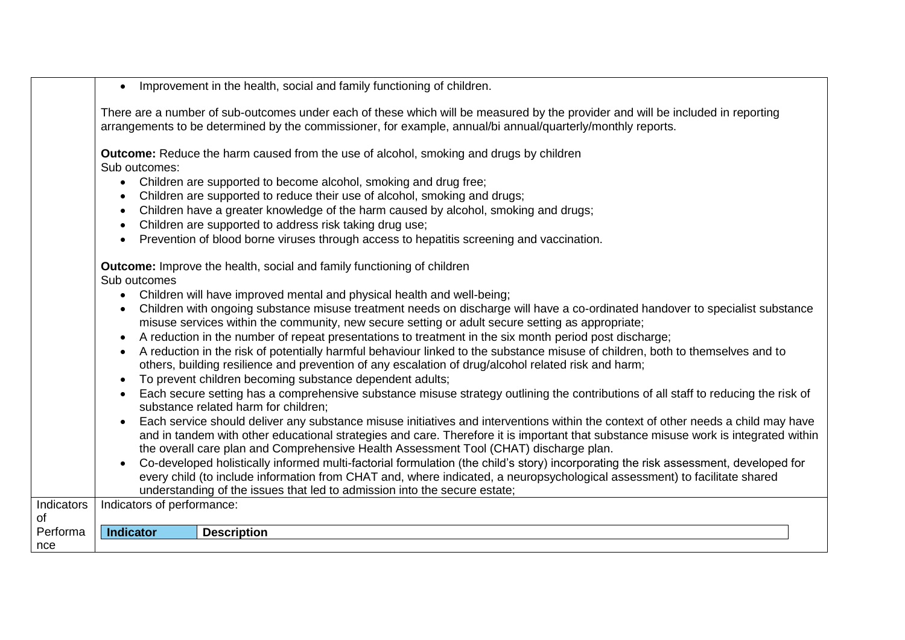| | |
|---|---|
| | • Improvement in the health, social and family functioning of children.<br><br>There are a number of sub-outcomes under each of these which will be measured by the provider and will be included in reporting arrangements to be determined by the commissioner, for example, annual/bi annual/quarterly/monthly reports.<br><br>**Outcome:** Reduce the harm caused from the use of alcohol, smoking and drugs by children<br>Sub outcomes:<br>• Children are supported to become alcohol, smoking and drug free;<br>• Children are supported to reduce their use of alcohol, smoking and drugs;<br>• Children have a greater knowledge of the harm caused by alcohol, smoking and drugs;<br>• Children are supported to address risk taking drug use;<br>• Prevention of blood borne viruses through access to hepatitis screening and vaccination.<br><br>**Outcome:** Improve the health, social and family functioning of children<br>Sub outcomes<br>• Children will have improved mental and physical health and well-being;<br>• Children with ongoing substance misuse treatment needs on discharge will have a co-ordinated handover to specialist substance misuse services within the community, new secure setting or adult secure setting as appropriate;<br>• A reduction in the number of repeat presentations to treatment in the six month period post discharge;<br>• A reduction in the risk of potentially harmful behaviour linked to the substance misuse of children, both to themselves and to others, building resilience and prevention of any escalation of drug/alcohol related risk and harm;<br>• To prevent children becoming substance dependent adults;<br>• Each secure setting has a comprehensive substance misuse strategy outlining the contributions of all staff to reducing the risk of substance related harm for children;<br>• Each service should deliver any substance misuse initiatives and interventions within the context of other needs a child may have and in tandem with other educational strategies and care. Therefore it is important that substance misuse work is integrated within the overall care plan and Comprehensive Health Assessment Tool (CHAT) discharge plan.<br>• Co-developed holistically informed multi-factorial formulation (the child's story) incorporating the risk assessment, developed for every child (to include information from CHAT and, where indicated, a neuropsychological assessment) to facilitate shared understanding of the issues that led to admission into the secure estate; |
| Indicators of Performance | Indicators of performance:<br><br>**Indicator** \| **Description** |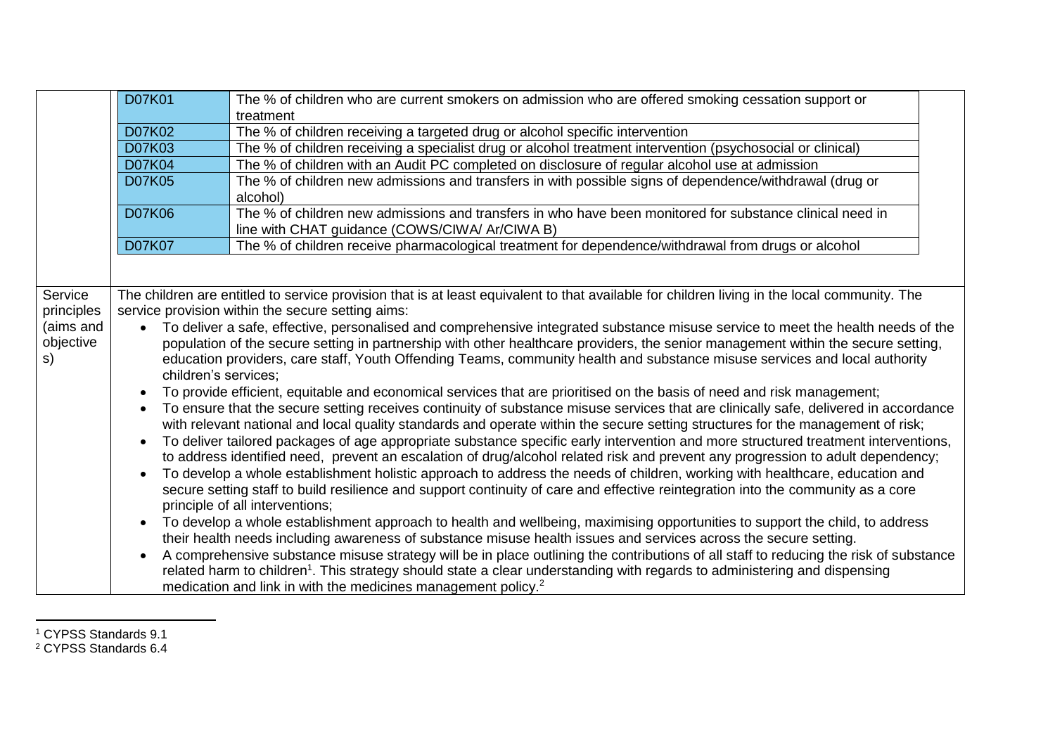| | | |
|---|---|---|
| | D07K01 | The % of children who are current smokers on admission who are offered smoking cessation support or treatment |
| | D07K02 | The % of children receiving a targeted drug or alcohol specific intervention |
| | D07K03 | The % of children receiving a specialist drug or alcohol treatment intervention (psychosocial or clinical) |
| | D07K04 | The % of children with an Audit PC completed on disclosure of regular alcohol use at admission |
| | D07K05 | The % of children new admissions and transfers in with possible signs of dependence/withdrawal (drug or alcohol) |
| | D07K06 | The % of children new admissions and transfers in who have been monitored for substance clinical need in line with CHAT guidance (COWS/CIWA/ Ar/CIWA B) |
| | D07K07 | The % of children receive pharmacological treatment for dependence/withdrawal from drugs or alcohol |

| | |
|---|---|
| Service principles (aims and objectives) | The children are entitled to service provision that is at least equivalent to that available for children living in the local community. The service provision within the secure setting aims:<br>• To deliver a safe, effective, personalised and comprehensive integrated substance misuse service to meet the health needs of the population of the secure setting in partnership with other healthcare providers, the senior management within the secure setting, education providers, care staff, Youth Offending Teams, community health and substance misuse services and local authority children's services;<br>• To provide efficient, equitable and economical services that are prioritised on the basis of need and risk management;<br>• To ensure that the secure setting receives continuity of substance misuse services that are clinically safe, delivered in accordance with relevant national and local quality standards and operate within the secure setting structures for the management of risk;<br>• To deliver tailored packages of age appropriate substance specific early intervention and more structured treatment interventions, to address identified need, prevent an escalation of drug/alcohol related risk and prevent any progression to adult dependency;<br>• To develop a whole establishment holistic approach to address the needs of children, working with healthcare, education and secure setting staff to build resilience and support continuity of care and effective reintegration into the community as a core principle of all interventions;<br>• To develop a whole establishment approach to health and wellbeing, maximising opportunities to support the child, to address their health needs including awareness of substance misuse health issues and services across the secure setting.<br>• A comprehensive substance misuse strategy will be in place outlining the contributions of all staff to reducing the risk of substance related harm to children[1]. This strategy should state a clear understanding with regards to administering and dispensing medication and link in with the medicines management policy.[2] |

[1] CYPSS Standards 9.1

[2] CYPSS Standards 6.4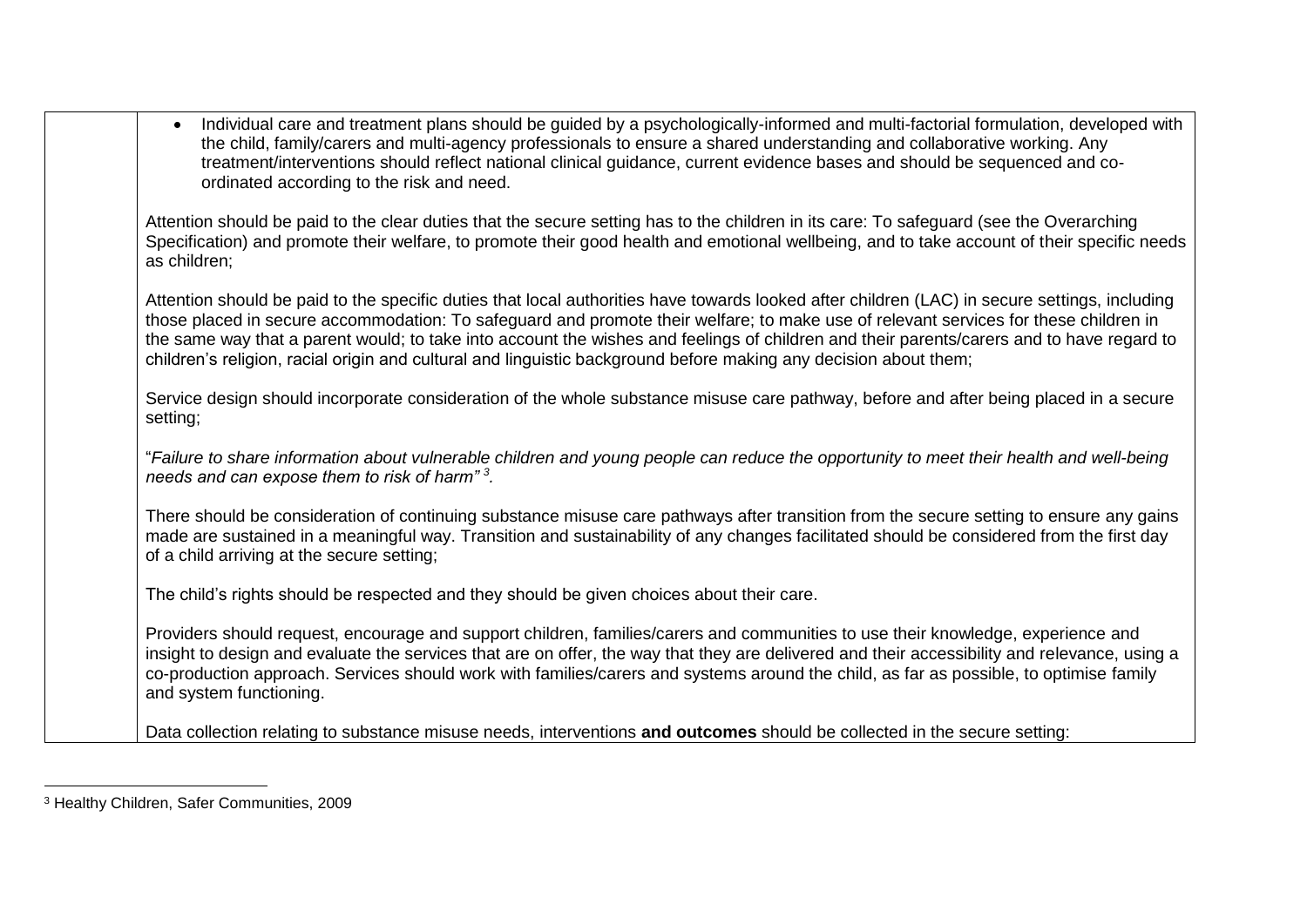| | • Individual care and treatment plans should be guided by a psychologically-informed and multi-factorial formulation, developed with the child, family/carers and multi-agency professionals to ensure a shared understanding and collaborative working. Any treatment/interventions should reflect national clinical guidance, current evidence bases and should be sequenced and co-ordinated according to the risk and need.<br><br>Attention should be paid to the clear duties that the secure setting has to the children in its care: To safeguard (see the Overarching Specification) and promote their welfare, to promote their good health and emotional wellbeing, and to take account of their specific needs as children;<br><br>Attention should be paid to the specific duties that local authorities have towards looked after children (LAC) in secure settings, including those placed in secure accommodation: To safeguard and promote their welfare; to make use of relevant services for these children in the same way that a parent would; to take into account the wishes and feelings of children and their parents/carers and to have regard to children's religion, racial origin and cultural and linguistic background before making any decision about them;<br><br>Service design should incorporate consideration of the whole substance misuse care pathway, before and after being placed in a secure setting;<br><br>"*Failure to share information about vulnerable children and young people can reduce the opportunity to meet their health and well-being needs and can expose them to risk of harm*" [3].<br><br>There should be consideration of continuing substance misuse care pathways after transition from the secure setting to ensure any gains made are sustained in a meaningful way. Transition and sustainability of any changes facilitated should be considered from the first day of a child arriving at the secure setting;<br><br>The child's rights should be respected and they should be given choices about their care.<br><br>Providers should request, encourage and support children, families/carers and communities to use their knowledge, experience and insight to design and evaluate the services that are on offer, the way that they are delivered and their accessibility and relevance, using a co-production approach. Services should work with families/carers and systems around the child, as far as possible, to optimise family and system functioning.<br><br>Data collection relating to substance misuse needs, interventions **and outcomes** should be collected in the secure setting: |
|---|---|

[3] Healthy Children, Safer Communities, 2009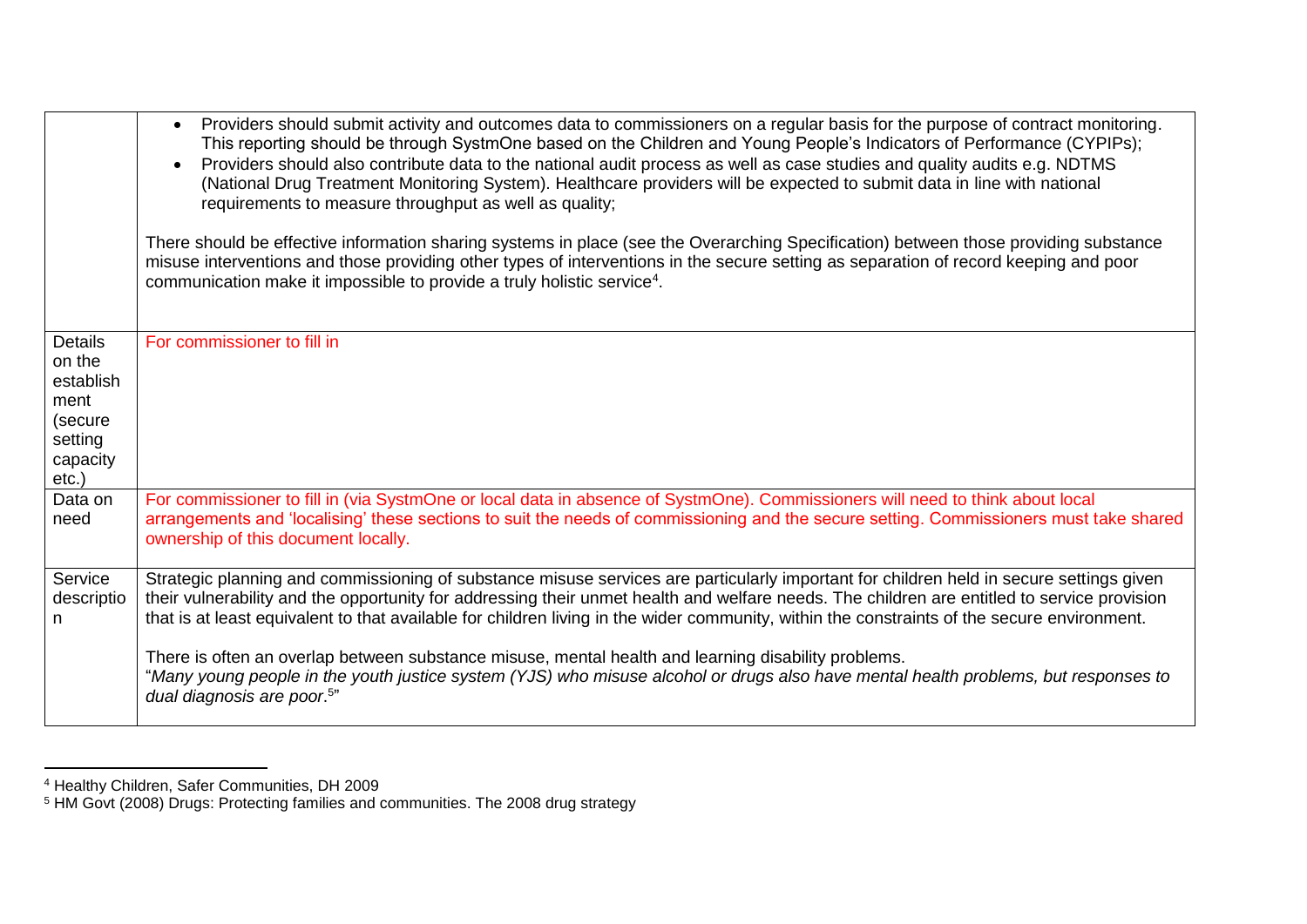| | |
|---|---|
| | • Providers should submit activity and outcomes data to commissioners on a regular basis for the purpose of contract monitoring. This reporting should be through SystmOne based on the Children and Young People's Indicators of Performance (CYPIPs);<br>• Providers should also contribute data to the national audit process as well as case studies and quality audits e.g. NDTMS (National Drug Treatment Monitoring System). Healthcare providers will be expected to submit data in line with national requirements to measure throughput as well as quality;<br><br>There should be effective information sharing systems in place (see the Overarching Specification) between those providing substance misuse interventions and those providing other types of interventions in the secure setting as separation of record keeping and poor communication make it impossible to provide a truly holistic service[4]. |
| Details on the establishment (secure setting capacity etc.) | For commissioner to fill in |
| Data on need | For commissioner to fill in (via SystmOne or local data in absence of SystmOne). Commissioners will need to think about local arrangements and 'localising' these sections to suit the needs of commissioning and the secure setting. Commissioners must take shared ownership of this document locally. |
| Service description | Strategic planning and commissioning of substance misuse services are particularly important for children held in secure settings given their vulnerability and the opportunity for addressing their unmet health and welfare needs. The children are entitled to service provision that is at least equivalent to that available for children living in the wider community, within the constraints of the secure environment.<br><br>There is often an overlap between substance misuse, mental health and learning disability problems.<br>"*Many young people in the youth justice system (YJS) who misuse alcohol or drugs also have mental health problems, but responses to dual diagnosis are poor.*[5]" |

[4] Healthy Children, Safer Communities, DH 2009

[5] HM Govt (2008) Drugs: Protecting families and communities. The 2008 drug strategy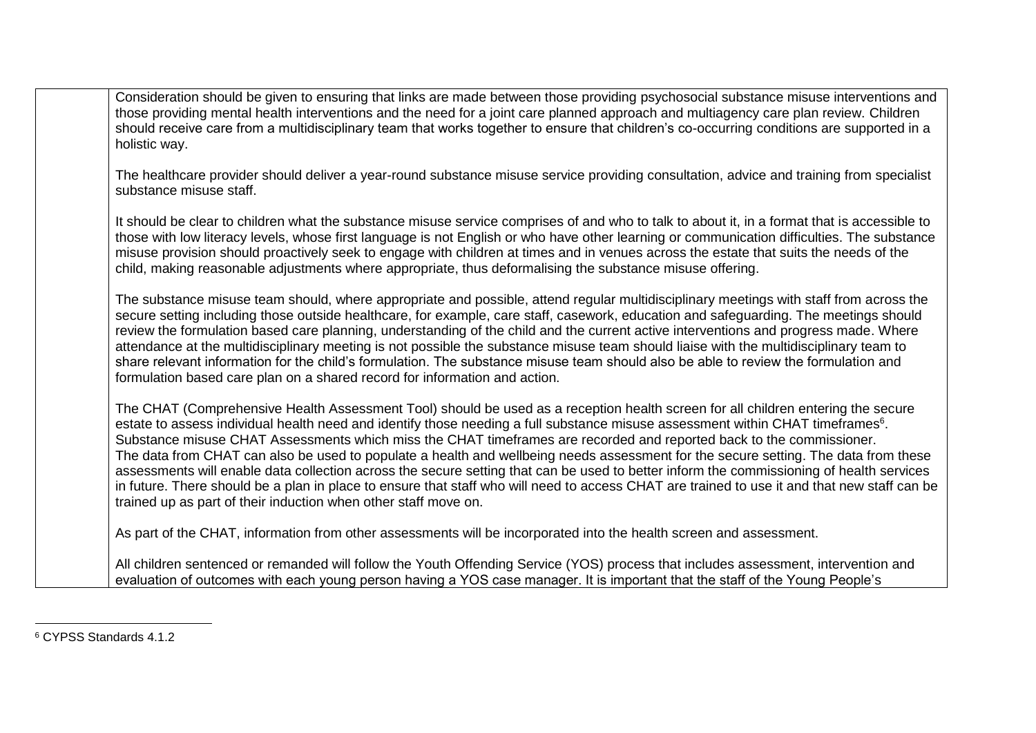| | |
|---|---|
| | Consideration should be given to ensuring that links are made between those providing psychosocial substance misuse interventions and those providing mental health interventions and the need for a joint care planned approach and multiagency care plan review. Children should receive care from a multidisciplinary team that works together to ensure that children's co-occurring conditions are supported in a holistic way.<br><br>The healthcare provider should deliver a year-round substance misuse service providing consultation, advice and training from specialist substance misuse staff.<br><br>It should be clear to children what the substance misuse service comprises of and who to talk to about it, in a format that is accessible to those with low literacy levels, whose first language is not English or who have other learning or communication difficulties. The substance misuse provision should proactively seek to engage with children at times and in venues across the estate that suits the needs of the child, making reasonable adjustments where appropriate, thus deformalising the substance misuse offering.<br><br>The substance misuse team should, where appropriate and possible, attend regular multidisciplinary meetings with staff from across the secure setting including those outside healthcare, for example, care staff, casework, education and safeguarding. The meetings should review the formulation based care planning, understanding of the child and the current active interventions and progress made. Where attendance at the multidisciplinary meeting is not possible the substance misuse team should liaise with the multidisciplinary team to share relevant information for the child's formulation. The substance misuse team should also be able to review the formulation and formulation based care plan on a shared record for information and action.<br><br>The CHAT (Comprehensive Health Assessment Tool) should be used as a reception health screen for all children entering the secure estate to assess individual health need and identify those needing a full substance misuse assessment within CHAT timeframes[6]. Substance misuse CHAT Assessments which miss the CHAT timeframes are recorded and reported back to the commissioner. The data from CHAT can also be used to populate a health and wellbeing needs assessment for the secure setting. The data from these assessments will enable data collection across the secure setting that can be used to better inform the commissioning of health services in future. There should be a plan in place to ensure that staff who will need to access CHAT are trained to use it and that new staff can be trained up as part of their induction when other staff move on.<br><br>As part of the CHAT, information from other assessments will be incorporated into the health screen and assessment.<br><br>All children sentenced or remanded will follow the Youth Offending Service (YOS) process that includes assessment, intervention and evaluation of outcomes with each young person having a YOS case manager. It is important that the staff of the Young People's |

[6] CYPSS Standards 4.1.2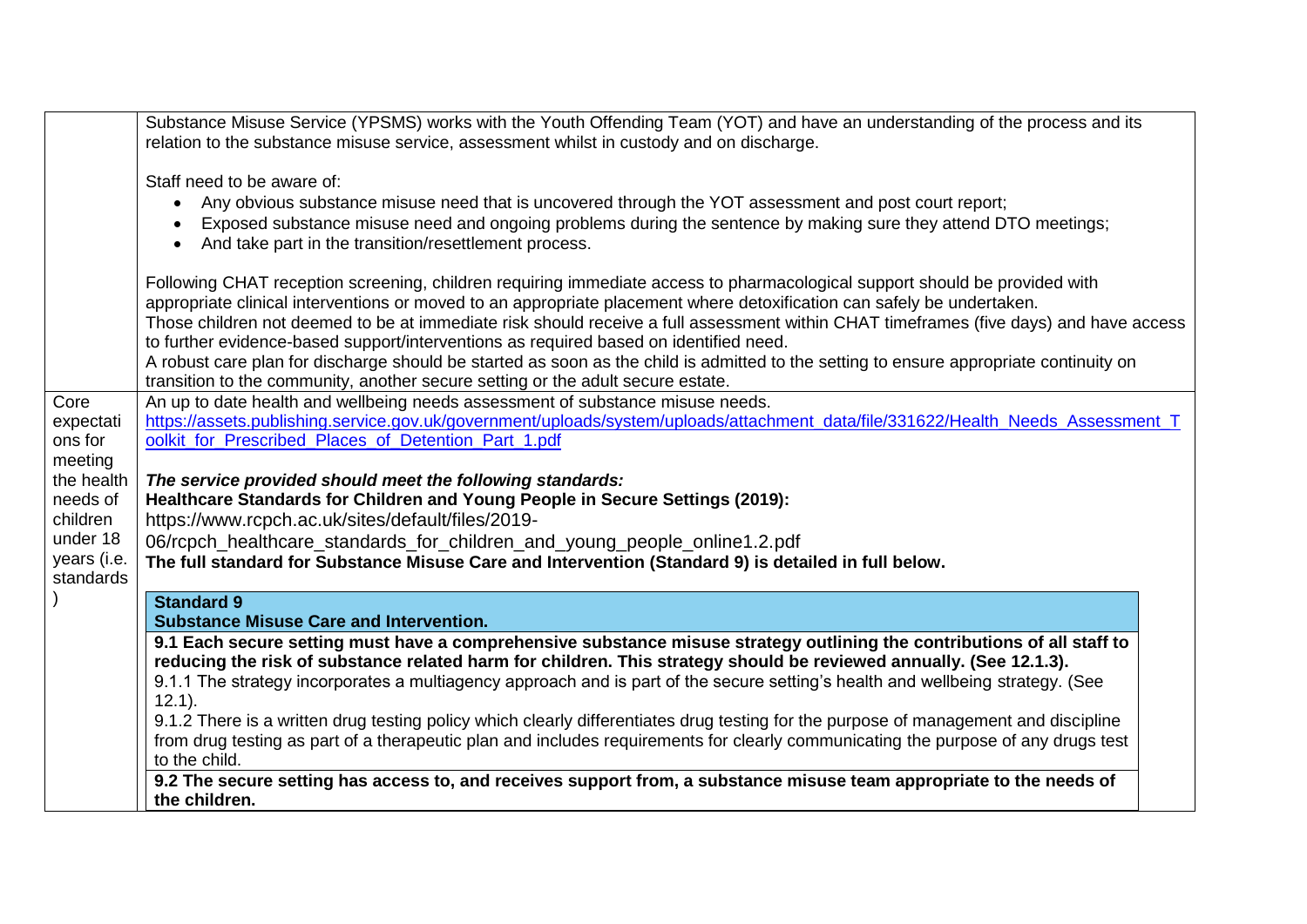| | |
|---|---|
| | Substance Misuse Service (YPSMS) works with the Youth Offending Team (YOT) and have an understanding of the process and its relation to the substance misuse service, assessment whilst in custody and on discharge.<br><br>Staff need to be aware of:<br>• Any obvious substance misuse need that is uncovered through the YOT assessment and post court report;<br>• Exposed substance misuse need and ongoing problems during the sentence by making sure they attend DTO meetings;<br>• And take part in the transition/resettlement process.<br><br>Following CHAT reception screening, children requiring immediate access to pharmacological support should be provided with appropriate clinical interventions or moved to an appropriate placement where detoxification can safely be undertaken.<br>Those children not deemed to be at immediate risk should receive a full assessment within CHAT timeframes (five days) and have access to further evidence-based support/interventions as required based on identified need.<br>A robust care plan for discharge should be started as soon as the child is admitted to the setting to ensure appropriate continuity on transition to the community, another secure setting or the adult secure estate. |
| Core expectations for meeting the health needs of children under 18 years (i.e. standards) | An up to date health and wellbeing needs assessment of substance misuse needs.<br>https://assets.publishing.service.gov.uk/government/uploads/system/uploads/attachment_data/file/331622/Health_Needs_Assessment_Toolkit_for_Prescribed_Places_of_Detention_Part_1.pdf<br><br>***The service provided should meet the following standards:***<br>**Healthcare Standards for Children and Young People in Secure Settings (2019):**<br>https://www.rcpch.ac.uk/sites/default/files/2019-06/rcpch_healthcare_standards_for_children_and_young_people_online1.2.pdf<br>**The full standard for Substance Misuse Care and Intervention (Standard 9) is detailed in full below.**<br><br>**Standard 9**<br>**Substance Misuse Care and Intervention.**<br>**9.1 Each secure setting must have a comprehensive substance misuse strategy outlining the contributions of all staff to reducing the risk of substance related harm for children. This strategy should be reviewed annually. (See 12.1.3).**<br>9.1.1 The strategy incorporates a multiagency approach and is part of the secure setting's health and wellbeing strategy. (See 12.1).<br>9.1.2 There is a written drug testing policy which clearly differentiates drug testing for the purpose of management and discipline from drug testing as part of a therapeutic plan and includes requirements for clearly communicating the purpose of any drugs test to the child.<br>**9.2 The secure setting has access to, and receives support from, a substance misuse team appropriate to the needs of the children.** |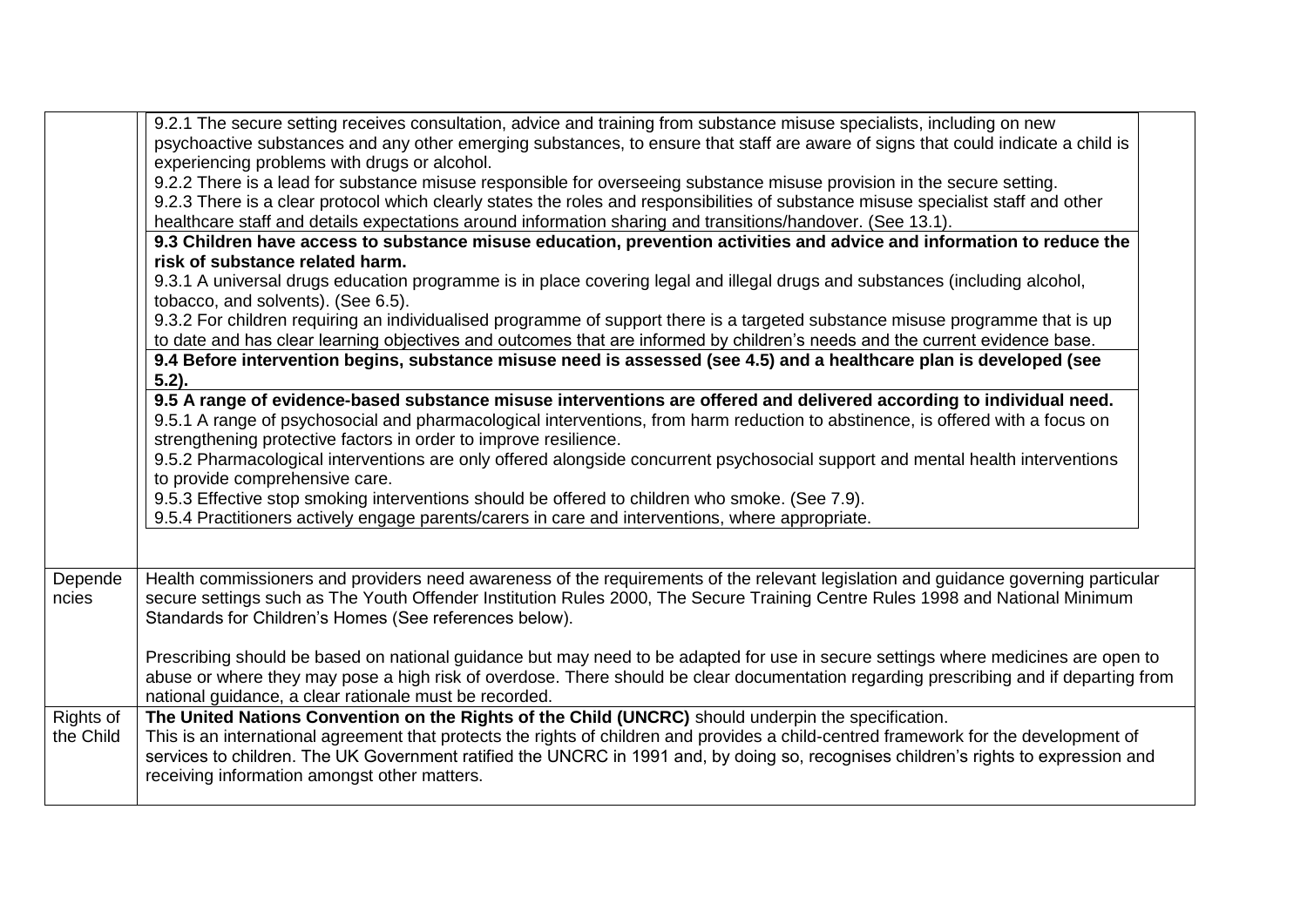| | |
|---|---|
| | 9.2.1 The secure setting receives consultation, advice and training from substance misuse specialists, including on new psychoactive substances and any other emerging substances, to ensure that staff are aware of signs that could indicate a child is experiencing problems with drugs or alcohol.<br>9.2.2 There is a lead for substance misuse responsible for overseeing substance misuse provision in the secure setting.<br>9.2.3 There is a clear protocol which clearly states the roles and responsibilities of substance misuse specialist staff and other healthcare staff and details expectations around information sharing and transitions/handover. (See 13.1).<br>**9.3 Children have access to substance misuse education, prevention activities and advice and information to reduce the risk of substance related harm.**<br>9.3.1 A universal drugs education programme is in place covering legal and illegal drugs and substances (including alcohol, tobacco, and solvents). (See 6.5).<br>9.3.2 For children requiring an individualised programme of support there is a targeted substance misuse programme that is up to date and has clear learning objectives and outcomes that are informed by children's needs and the current evidence base.<br>**9.4 Before intervention begins, substance misuse need is assessed (see 4.5) and a healthcare plan is developed (see 5.2).**<br>**9.5 A range of evidence-based substance misuse interventions are offered and delivered according to individual need.**<br>9.5.1 A range of psychosocial and pharmacological interventions, from harm reduction to abstinence, is offered with a focus on strengthening protective factors in order to improve resilience.<br>9.5.2 Pharmacological interventions are only offered alongside concurrent psychosocial support and mental health interventions to provide comprehensive care.<br>9.5.3 Effective stop smoking interventions should be offered to children who smoke. (See 7.9).<br>9.5.4 Practitioners actively engage parents/carers in care and interventions, where appropriate. |
| Dependencies | Health commissioners and providers need awareness of the requirements of the relevant legislation and guidance governing particular secure settings such as The Youth Offender Institution Rules 2000, The Secure Training Centre Rules 1998 and National Minimum Standards for Children's Homes (See references below).<br><br>Prescribing should be based on national guidance but may need to be adapted for use in secure settings where medicines are open to abuse or where they may pose a high risk of overdose. There should be clear documentation regarding prescribing and if departing from national guidance, a clear rationale must be recorded. |
| Rights of the Child | **The United Nations Convention on the Rights of the Child (UNCRC)** should underpin the specification.<br>This is an international agreement that protects the rights of children and provides a child-centred framework for the development of services to children. The UK Government ratified the UNCRC in 1991 and, by doing so, recognises children's rights to expression and receiving information amongst other matters. |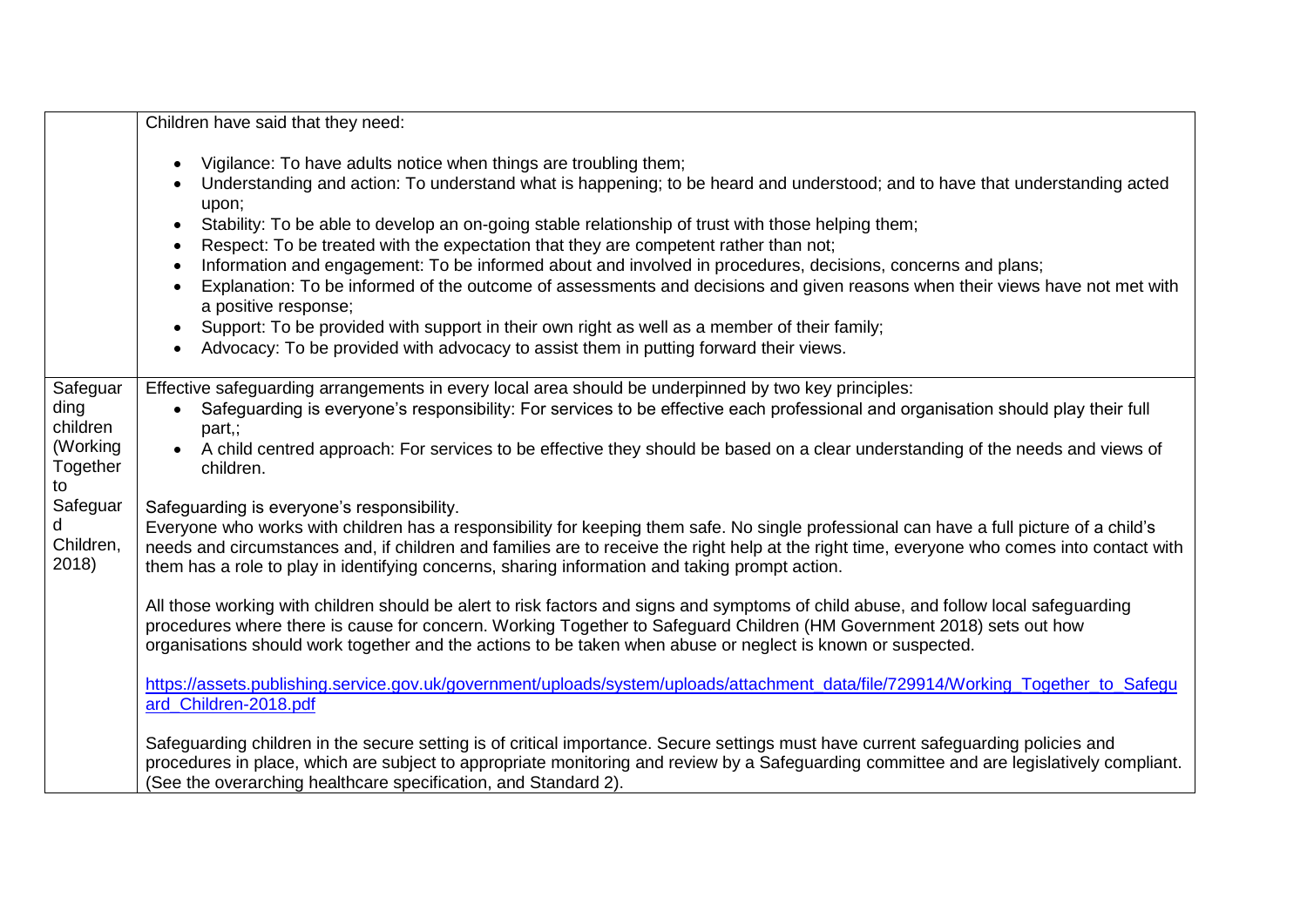| | |
|---|---|
| | Children have said that they need:<br><br>• Vigilance: To have adults notice when things are troubling them;<br>• Understanding and action: To understand what is happening; to be heard and understood; and to have that understanding acted upon;<br>• Stability: To be able to develop an on-going stable relationship of trust with those helping them;<br>• Respect: To be treated with the expectation that they are competent rather than not;<br>• Information and engagement: To be informed about and involved in procedures, decisions, concerns and plans;<br>• Explanation: To be informed of the outcome of assessments and decisions and given reasons when their views have not met with a positive response;<br>• Support: To be provided with support in their own right as well as a member of their family;<br>• Advocacy: To be provided with advocacy to assist them in putting forward their views. |
| Safeguarding children (Working Together to Safeguard Children, 2018) | Effective safeguarding arrangements in every local area should be underpinned by two key principles:<br>• Safeguarding is everyone's responsibility: For services to be effective each professional and organisation should play their full part,;<br>• A child centred approach: For services to be effective they should be based on a clear understanding of the needs and views of children.<br><br>Safeguarding is everyone's responsibility.<br>Everyone who works with children has a responsibility for keeping them safe. No single professional can have a full picture of a child's needs and circumstances and, if children and families are to receive the right help at the right time, everyone who comes into contact with them has a role to play in identifying concerns, sharing information and taking prompt action.<br><br>All those working with children should be alert to risk factors and signs and symptoms of child abuse, and follow local safeguarding procedures where there is cause for concern. Working Together to Safeguard Children (HM Government 2018) sets out how organisations should work together and the actions to be taken when abuse or neglect is known or suspected.<br><br>https://assets.publishing.service.gov.uk/government/uploads/system/uploads/attachment_data/file/729914/Working_Together_to_Safeguard_Children-2018.pdf<br><br>Safeguarding children in the secure setting is of critical importance. Secure settings must have current safeguarding policies and procedures in place, which are subject to appropriate monitoring and review by a Safeguarding committee and are legislatively compliant. (See the overarching healthcare specification, and Standard 2). |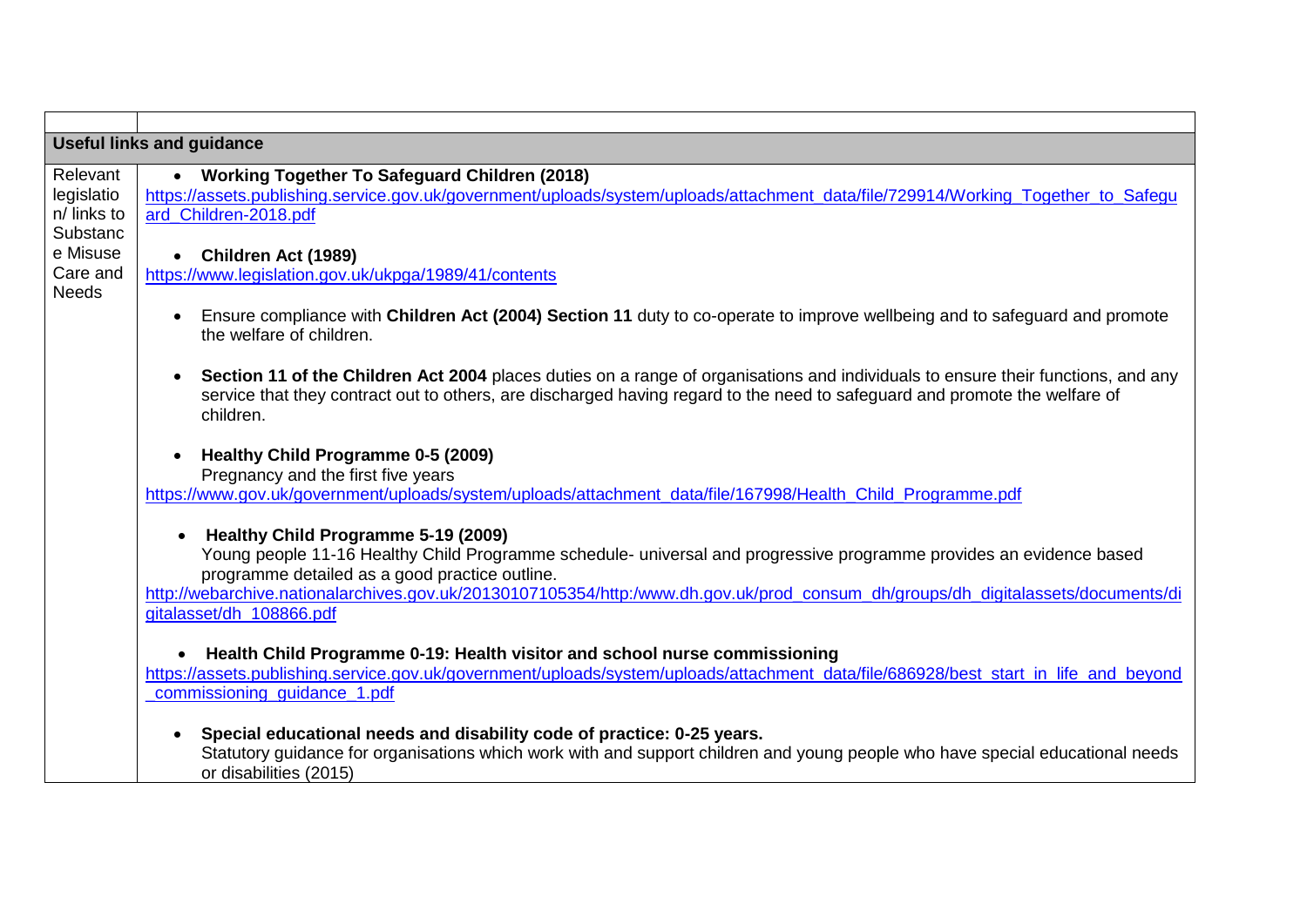| | |
|---|---|
| **Useful links and guidance** | |
| Relevant legislation/ links to Substance Misuse Care and Needs | • **Working Together To Safeguard Children (2018)**<br>https://assets.publishing.service.gov.uk/government/uploads/system/uploads/attachment_data/file/729914/Working_Together_to_Safeguard_Children-2018.pdf<br><br>• **Children Act (1989)**<br>https://www.legislation.gov.uk/ukpga/1989/41/contents<br><br>• Ensure compliance with **Children Act (2004) Section 11** duty to co-operate to improve wellbeing and to safeguard and promote the welfare of children.<br><br>• **Section 11 of the Children Act 2004** places duties on a range of organisations and individuals to ensure their functions, and any service that they contract out to others, are discharged having regard to the need to safeguard and promote the welfare of children.<br><br>• **Healthy Child Programme 0-5 (2009)**<br>Pregnancy and the first five years<br>https://www.gov.uk/government/uploads/system/uploads/attachment_data/file/167998/Health_Child_Programme.pdf<br><br>• **Healthy Child Programme 5-19 (2009)**<br>Young people 11-16 Healthy Child Programme schedule- universal and progressive programme provides an evidence based programme detailed as a good practice outline.<br>http://webarchive.nationalarchives.gov.uk/20130107105354/http:/www.dh.gov.uk/prod_consum_dh/groups/dh_digitalassets/documents/digitalasset/dh_108866.pdf<br><br>• **Health Child Programme 0-19: Health visitor and school nurse commissioning**<br>https://assets.publishing.service.gov.uk/government/uploads/system/uploads/attachment_data/file/686928/best_start_in_life_and_beyond_commissioning_guidance_1.pdf<br><br>• **Special educational needs and disability code of practice: 0-25 years.**<br>Statutory guidance for organisations which work with and support children and young people who have special educational needs or disabilities (2015) |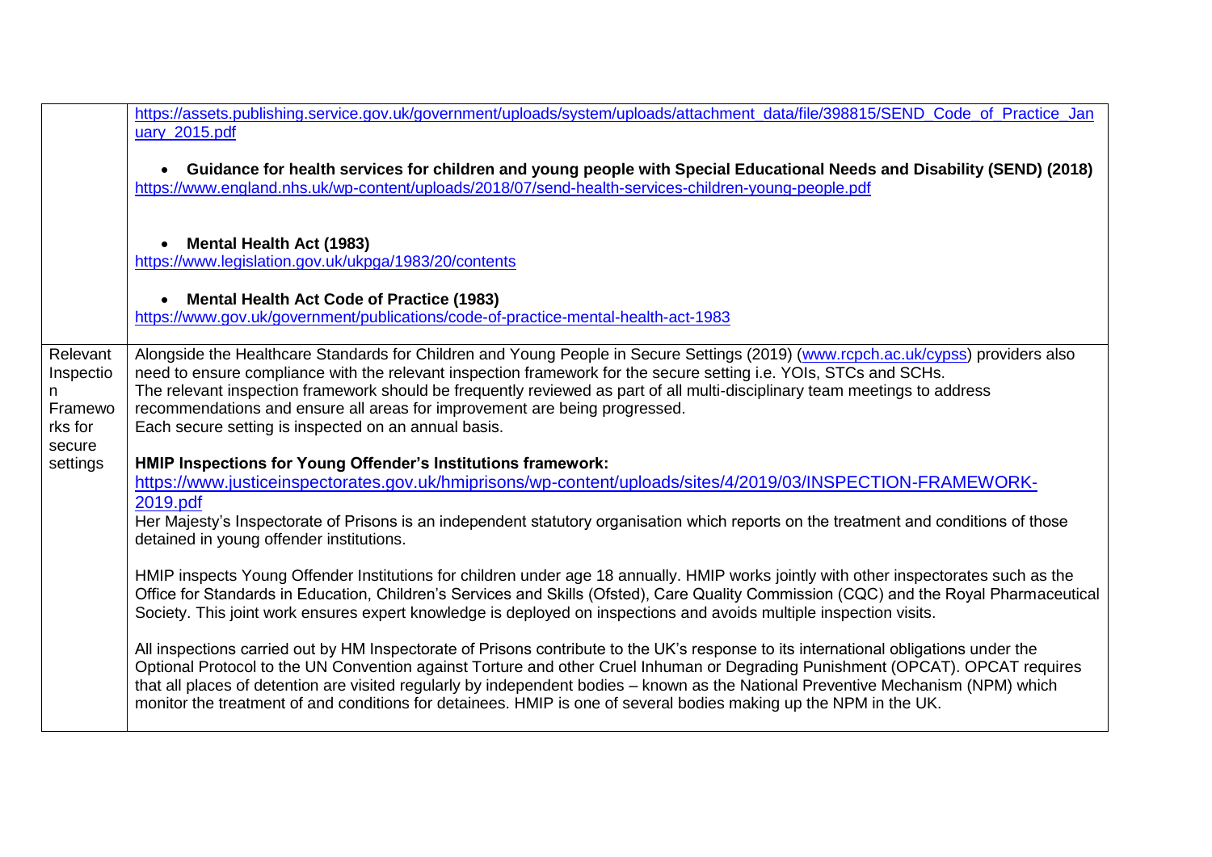| | |
|---|---|
| | https://assets.publishing.service.gov.uk/government/uploads/system/uploads/attachment_data/file/398815/SEND_Code_of_Practice_January_2015.pdf<br><br>• **Guidance for health services for children and young people with Special Educational Needs and Disability (SEND) (2018)**<br>https://www.england.nhs.uk/wp-content/uploads/2018/07/send-health-services-children-young-people.pdf<br><br>• **Mental Health Act (1983)**<br>https://www.legislation.gov.uk/ukpga/1983/20/contents<br><br>• **Mental Health Act Code of Practice (1983)**<br>https://www.gov.uk/government/publications/code-of-practice-mental-health-act-1983 |
| Relevant Inspection Frameworks for secure settings | Alongside the Healthcare Standards for Children and Young People in Secure Settings (2019) (www.rcpch.ac.uk/cypss) providers also need to ensure compliance with the relevant inspection framework for the secure setting i.e. YOIs, STCs and SCHs.<br>The relevant inspection framework should be frequently reviewed as part of all multi-disciplinary team meetings to address recommendations and ensure all areas for improvement are being progressed.<br>Each secure setting is inspected on an annual basis.<br><br>**HMIP Inspections for Young Offender's Institutions framework:**<br>https://www.justiceinspectorates.gov.uk/hmiprisons/wp-content/uploads/sites/4/2019/03/INSPECTION-FRAMEWORK-2019.pdf<br>Her Majesty's Inspectorate of Prisons is an independent statutory organisation which reports on the treatment and conditions of those detained in young offender institutions.<br><br>HMIP inspects Young Offender Institutions for children under age 18 annually. HMIP works jointly with other inspectorates such as the Office for Standards in Education, Children's Services and Skills (Ofsted), Care Quality Commission (CQC) and the Royal Pharmaceutical Society. This joint work ensures expert knowledge is deployed on inspections and avoids multiple inspection visits.<br><br>All inspections carried out by HM Inspectorate of Prisons contribute to the UK's response to its international obligations under the Optional Protocol to the UN Convention against Torture and other Cruel Inhuman or Degrading Punishment (OPCAT). OPCAT requires that all places of detention are visited regularly by independent bodies – known as the National Preventive Mechanism (NPM) which monitor the treatment of and conditions for detainees. HMIP is one of several bodies making up the NPM in the UK. |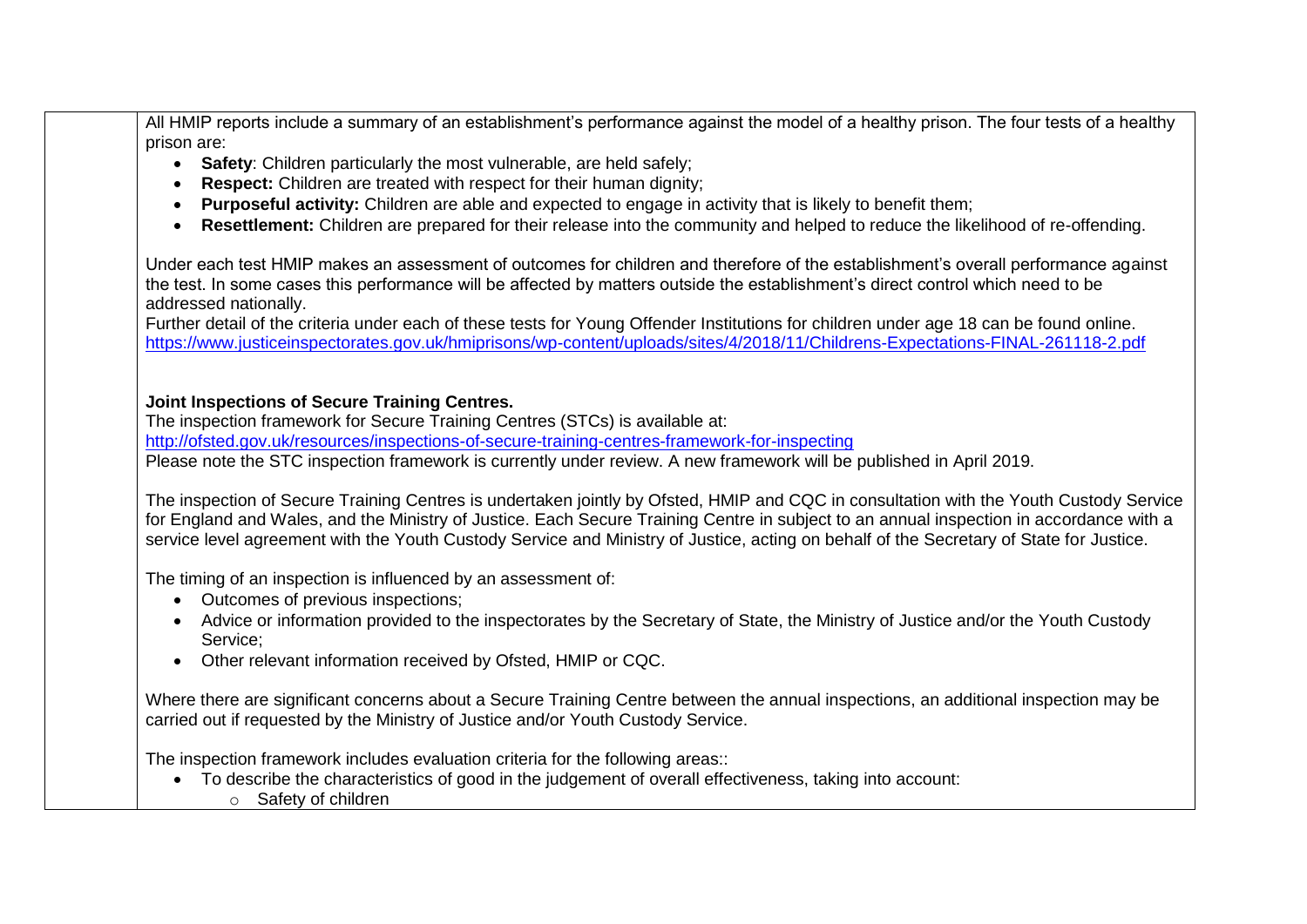All HMIP reports include a summary of an establishment's performance against the model of a healthy prison. The four tests of a healthy prison are:

- **Safety**: Children particularly the most vulnerable, are held safely;
- **Respect:** Children are treated with respect for their human dignity;
- **Purposeful activity:** Children are able and expected to engage in activity that is likely to benefit them;
- **Resettlement:** Children are prepared for their release into the community and helped to reduce the likelihood of re-offending.

Under each test HMIP makes an assessment of outcomes for children and therefore of the establishment's overall performance against the test. In some cases this performance will be affected by matters outside the establishment's direct control which need to be addressed nationally.
Further detail of the criteria under each of these tests for Young Offender Institutions for children under age 18 can be found online.
https://www.justiceinspectorates.gov.uk/hmiprisons/wp-content/uploads/sites/4/2018/11/Childrens-Expectations-FINAL-261118-2.pdf

**Joint Inspections of Secure Training Centres.**
The inspection framework for Secure Training Centres (STCs) is available at:
http://ofsted.gov.uk/resources/inspections-of-secure-training-centres-framework-for-inspecting
Please note the STC inspection framework is currently under review. A new framework will be published in April 2019.

The inspection of Secure Training Centres is undertaken jointly by Ofsted, HMIP and CQC in consultation with the Youth Custody Service for England and Wales, and the Ministry of Justice. Each Secure Training Centre in subject to an annual inspection in accordance with a service level agreement with the Youth Custody Service and Ministry of Justice, acting on behalf of the Secretary of State for Justice.

The timing of an inspection is influenced by an assessment of:

- Outcomes of previous inspections;
- Advice or information provided to the inspectorates by the Secretary of State, the Ministry of Justice and/or the Youth Custody Service;
- Other relevant information received by Ofsted, HMIP or CQC.

Where there are significant concerns about a Secure Training Centre between the annual inspections, an additional inspection may be carried out if requested by the Ministry of Justice and/or Youth Custody Service.

The inspection framework includes evaluation criteria for the following areas::

- To describe the characteristics of good in the judgement of overall effectiveness, taking into account:
  - Safety of children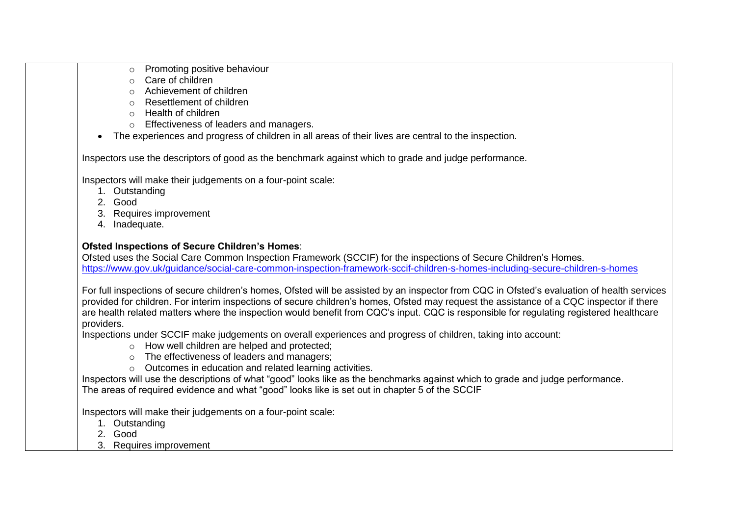- Promoting positive behaviour
  - Care of children
  - Achievement of children
  - Resettlement of children
  - Health of children
  - Effectiveness of leaders and managers.
- The experiences and progress of children in all areas of their lives are central to the inspection.

Inspectors use the descriptors of good as the benchmark against which to grade and judge performance.

Inspectors will make their judgements on a four-point scale:

1. Outstanding
2. Good
3. Requires improvement
4. Inadequate.

**Ofsted Inspections of Secure Children's Homes**:

Ofsted uses the Social Care Common Inspection Framework (SCCIF) for the inspections of Secure Children's Homes.
https://www.gov.uk/guidance/social-care-common-inspection-framework-sccif-children-s-homes-including-secure-children-s-homes

For full inspections of secure children's homes, Ofsted will be assisted by an inspector from CQC in Ofsted's evaluation of health services provided for children. For interim inspections of secure children's homes, Ofsted may request the assistance of a CQC inspector if there are health related matters where the inspection would benefit from CQC's input. CQC is responsible for regulating registered healthcare providers.

Inspections under SCCIF make judgements on overall experiences and progress of children, taking into account:

- How well children are helped and protected;
- The effectiveness of leaders and managers;
- Outcomes in education and related learning activities.

Inspectors will use the descriptions of what "good" looks like as the benchmarks against which to grade and judge performance.
The areas of required evidence and what "good" looks like is set out in chapter 5 of the SCCIF

Inspectors will make their judgements on a four-point scale:

1. Outstanding
2. Good
3. Requires improvement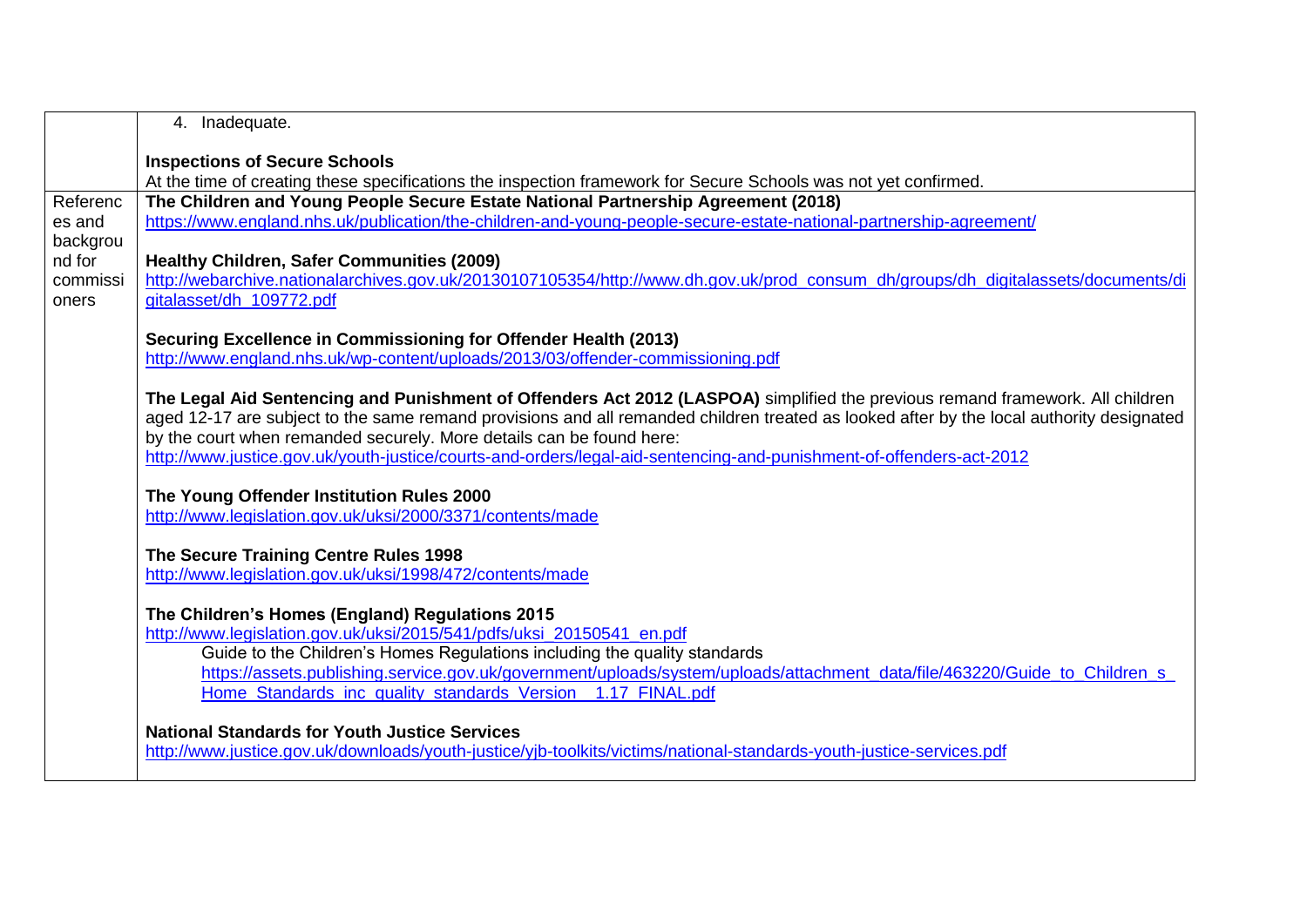| | |
|---|---|
| | 4. Inadequate.<br><br>**Inspections of Secure Schools**<br>At the time of creating these specifications the inspection framework for Secure Schools was not yet confirmed. |
| References and background for commissioners | **The Children and Young People Secure Estate National Partnership Agreement (2018)**<br>https://www.england.nhs.uk/publication/the-children-and-young-people-secure-estate-national-partnership-agreement/<br><br>**Healthy Children, Safer Communities (2009)**<br>http://webarchive.nationalarchives.gov.uk/20130107105354/http://www.dh.gov.uk/prod_consum_dh/groups/dh_digitalassets/documents/digitalasset/dh_109772.pdf<br><br>**Securing Excellence in Commissioning for Offender Health (2013)**<br>http://www.england.nhs.uk/wp-content/uploads/2013/03/offender-commissioning.pdf<br><br>**The Legal Aid Sentencing and Punishment of Offenders Act 2012 (LASPOA)** simplified the previous remand framework. All children aged 12-17 are subject to the same remand provisions and all remanded children treated as looked after by the local authority designated by the court when remanded securely. More details can be found here:<br>http://www.justice.gov.uk/youth-justice/courts-and-orders/legal-aid-sentencing-and-punishment-of-offenders-act-2012<br><br>**The Young Offender Institution Rules 2000**<br>http://www.legislation.gov.uk/uksi/2000/3371/contents/made<br><br>**The Secure Training Centre Rules 1998**<br>http://www.legislation.gov.uk/uksi/1998/472/contents/made<br><br>**The Children's Homes (England) Regulations 2015**<br>http://www.legislation.gov.uk/uksi/2015/541/pdfs/uksi_20150541_en.pdf<br>Guide to the Children's Homes Regulations including the quality standards<br>https://assets.publishing.service.gov.uk/government/uploads/system/uploads/attachment_data/file/463220/Guide_to_Children_s_Home_Standards_inc_quality_standards_Version__1.17_FINAL.pdf<br><br>**National Standards for Youth Justice Services**<br>http://www.justice.gov.uk/downloads/youth-justice/yjb-toolkits/victims/national-standards-youth-justice-services.pdf |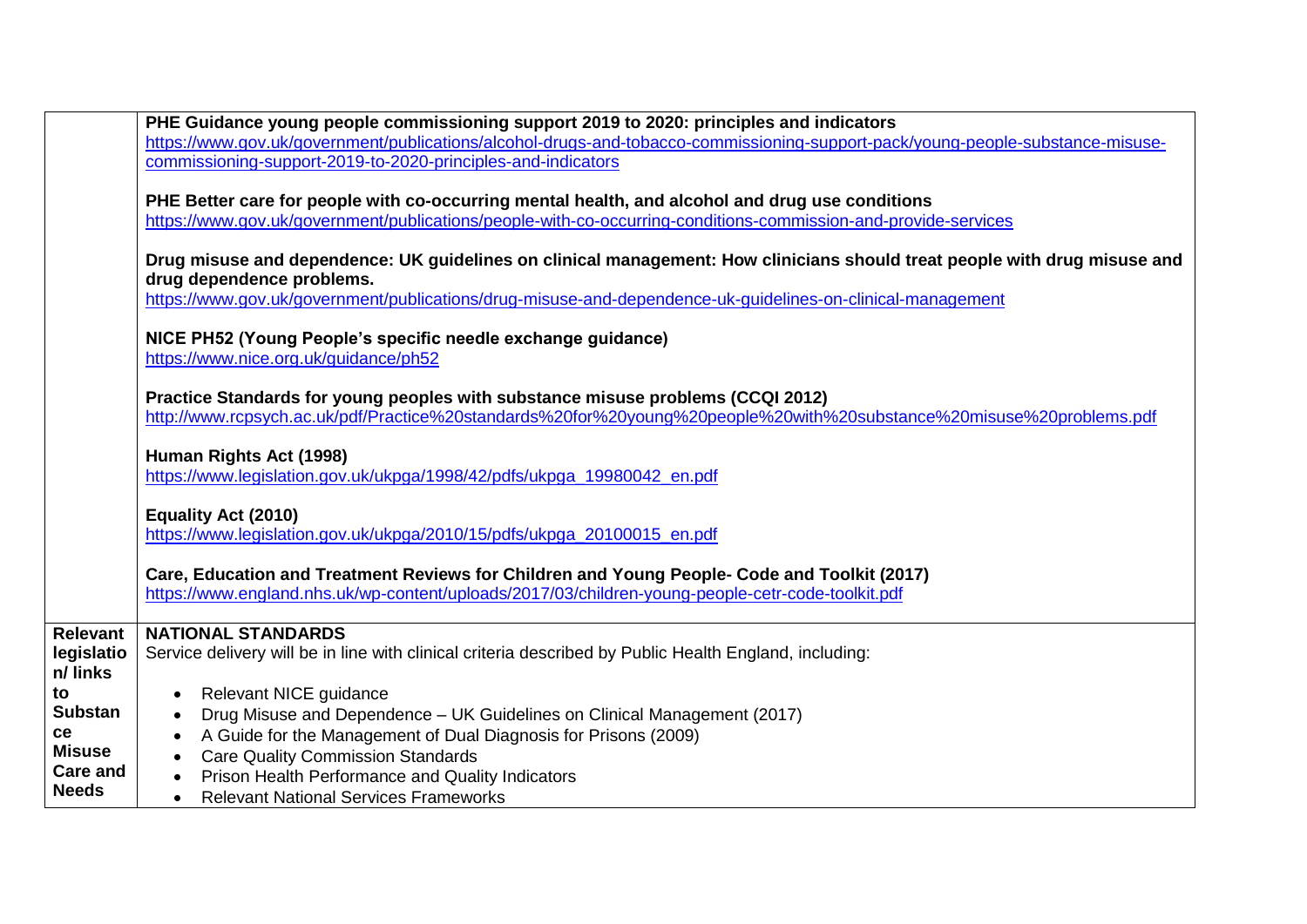| | |
|---|---|
| | **PHE Guidance young people commissioning support 2019 to 2020: principles and indicators**<br>https://www.gov.uk/government/publications/alcohol-drugs-and-tobacco-commissioning-support-pack/young-people-substance-misuse-commissioning-support-2019-to-2020-principles-and-indicators<br><br>**PHE Better care for people with co-occurring mental health, and alcohol and drug use conditions**<br>https://www.gov.uk/government/publications/people-with-co-occurring-conditions-commission-and-provide-services<br><br>**Drug misuse and dependence: UK guidelines on clinical management: How clinicians should treat people with drug misuse and drug dependence problems.**<br>https://www.gov.uk/government/publications/drug-misuse-and-dependence-uk-guidelines-on-clinical-management<br><br>**NICE PH52 (Young People's specific needle exchange guidance)**<br>https://www.nice.org.uk/guidance/ph52<br><br>**Practice Standards for young peoples with substance misuse problems (CCQI 2012)**<br>http://www.rcpsych.ac.uk/pdf/Practice%20standards%20for%20young%20people%20with%20substance%20misuse%20problems.pdf<br><br>**Human Rights Act (1998)**<br>https://www.legislation.gov.uk/ukpga/1998/42/pdfs/ukpga_19980042_en.pdf<br><br>**Equality Act (2010)**<br>https://www.legislation.gov.uk/ukpga/2010/15/pdfs/ukpga_20100015_en.pdf<br><br>**Care, Education and Treatment Reviews for Children and Young People- Code and Toolkit (2017)**<br>https://www.england.nhs.uk/wp-content/uploads/2017/03/children-young-people-cetr-code-toolkit.pdf |
| **Relevant legislation/ links to Substance Misuse Care and Needs** | **NATIONAL STANDARDS**<br>Service delivery will be in line with clinical criteria described by Public Health England, including:<br><br>• Relevant NICE guidance<br>• Drug Misuse and Dependence – UK Guidelines on Clinical Management (2017)<br>• A Guide for the Management of Dual Diagnosis for Prisons (2009)<br>• Care Quality Commission Standards<br>• Prison Health Performance and Quality Indicators<br>• Relevant National Services Frameworks |